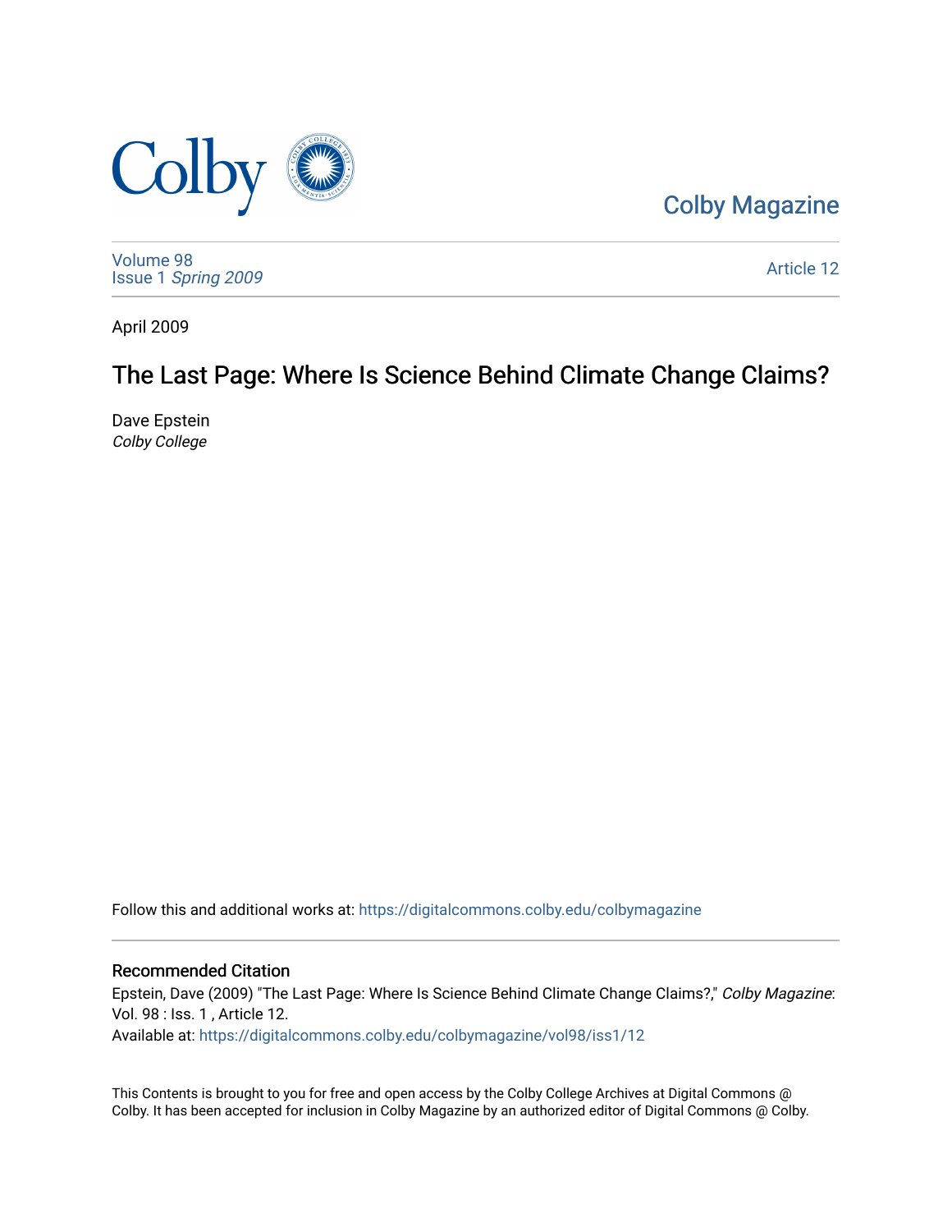Colby Magazine

Volume 98
Issue 1 *Spring 2009*

Article 12

April 2009

# The Last Page: Where Is Science Behind Climate Change Claims?

Dave Epstein
*Colby College*

Follow this and additional works at: https://digitalcommons.colby.edu/colbymagazine

## Recommended Citation

Epstein, Dave (2009) "The Last Page: Where Is Science Behind Climate Change Claims?," *Colby Magazine*: Vol. 98 : Iss. 1 , Article 12.
Available at: https://digitalcommons.colby.edu/colbymagazine/vol98/iss1/12

This Contents is brought to you for free and open access by the Colby College Archives at Digital Commons @ Colby. It has been accepted for inclusion in Colby Magazine by an authorized editor of Digital Commons @ Colby.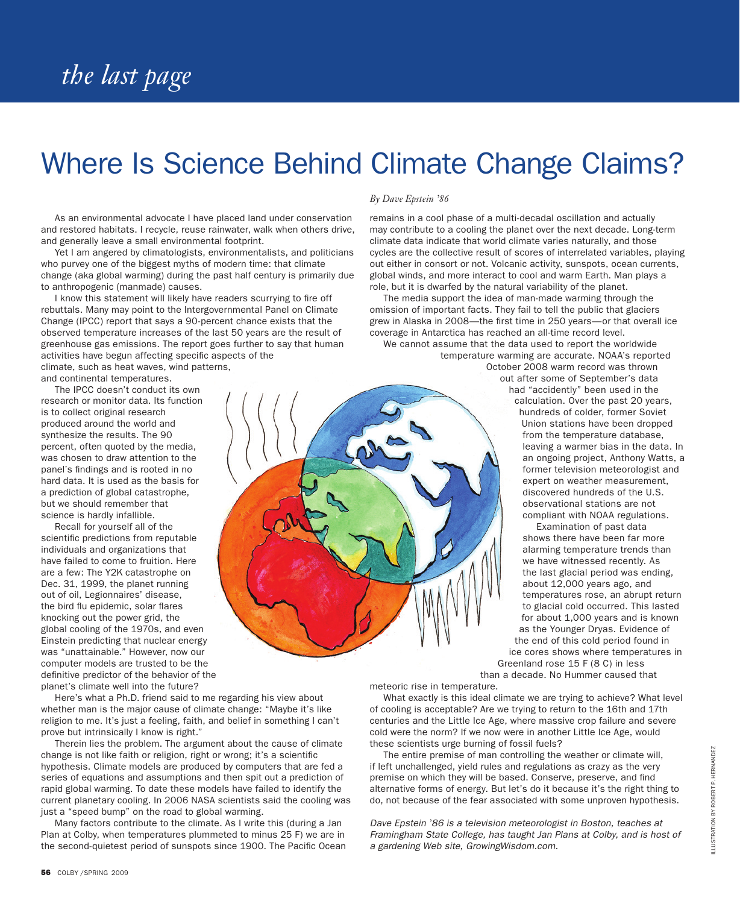# the last page

# Where Is Science Behind Climate Change Claims?

*By Dave Epstein '86*

As an environmental advocate I have placed land under conservation and restored habitats. I recycle, reuse rainwater, walk when others drive, and generally leave a small environmental footprint.

Yet I am angered by climatologists, environmentalists, and politicians who purvey one of the biggest myths of modern time: that climate change (aka global warming) during the past half century is primarily due to anthropogenic (manmade) causes.

I know this statement will likely have readers scurrying to fire off rebuttals. Many may point to the Intergovernmental Panel on Climate Change (IPCC) report that says a 90-percent chance exists that the observed temperature increases of the last 50 years are the result of greenhouse gas emissions. The report goes further to say that human activities have begun affecting specific aspects of the climate, such as heat waves, wind patterns, and continental temperatures.

The IPCC doesn't conduct its own research or monitor data. Its function is to collect original research produced around the world and synthesize the results. The 90 percent, often quoted by the media, was chosen to draw attention to the panel's findings and is rooted in no hard data. It is used as the basis for a prediction of global catastrophe, but we should remember that science is hardly infallible.

Recall for yourself all of the scientific predictions from reputable individuals and organizations that have failed to come to fruition. Here are a few: The Y2K catastrophe on Dec. 31, 1999, the planet running out of oil, Legionnaires' disease, the bird flu epidemic, solar flares knocking out the power grid, the global cooling of the 1970s, and even Einstein predicting that nuclear energy was "unattainable." However, now our computer models are trusted to be the definitive predictor of the behavior of the planet's climate well into the future?

Here's what a Ph.D. friend said to me regarding his view about whether man is the major cause of climate change: "Maybe it's like religion to me. It's just a feeling, faith, and belief in something I can't prove but intrinsically I know is right."

Therein lies the problem. The argument about the cause of climate change is not like faith or religion, right or wrong; it's a scientific hypothesis. Climate models are produced by computers that are fed a series of equations and assumptions and then spit out a prediction of rapid global warming. To date these models have failed to identify the current planetary cooling. In 2006 NASA scientists said the cooling was just a "speed bump" on the road to global warming.

Many factors contribute to the climate. As I write this (during a Jan Plan at Colby, when temperatures plummeted to minus 25 F) we are in the second-quietest period of sunspots since 1900. The Pacific Ocean remains in a cool phase of a multi-decadal oscillation and actually may contribute to a cooling the planet over the next decade. Long-term climate data indicate that world climate varies naturally, and those cycles are the collective result of scores of interrelated variables, playing out either in consort or not. Volcanic activity, sunspots, ocean currents, global winds, and more interact to cool and warm Earth. Man plays a role, but it is dwarfed by the natural variability of the planet.

The media support the idea of man-made warming through the omission of important facts. They fail to tell the public that glaciers grew in Alaska in 2008—the first time in 250 years—or that overall ice coverage in Antarctica has reached an all-time record level.

We cannot assume that the data used to report the worldwide temperature warming are accurate. NOAA's reported October 2008 warm record was thrown out after some of September's data had "accidently" been used in the calculation. Over the past 20 years, hundreds of colder, former Soviet Union stations have been dropped from the temperature database, leaving a warmer bias in the data. In an ongoing project, Anthony Watts, a former television meteorologist and expert on weather measurement, discovered hundreds of the U.S. observational stations are not compliant with NOAA regulations.

Examination of past data shows there have been far more alarming temperature trends than we have witnessed recently. As the last glacial period was ending, about 12,000 years ago, and temperatures rose, an abrupt return to glacial cold occurred. This lasted for about 1,000 years and is known as the Younger Dryas. Evidence of the end of this cold period found in ice cores shows where temperatures in Greenland rose 15 F (8 C) in less than a decade. No Hummer caused that meteoric rise in temperature.

What exactly is this ideal climate we are trying to achieve? What level of cooling is acceptable? Are we trying to return to the 16th and 17th centuries and the Little Ice Age, where massive crop failure and severe cold were the norm? If we now were in another Little Ice Age, would these scientists urge burning of fossil fuels?

The entire premise of man controlling the weather or climate will, if left unchallenged, yield rules and regulations as crazy as the very premise on which they will be based. Conserve, preserve, and find alternative forms of energy. But let's do it because it's the right thing to do, not because of the fear associated with some unproven hypothesis.

*Dave Epstein '86 is a television meteorologist in Boston, teaches at Framingham State College, has taught Jan Plans at Colby, and is host of a gardening Web site, GrowingWisdom.com.*

ILLUSTRATION BY ROBERT P. HERNANDEZ